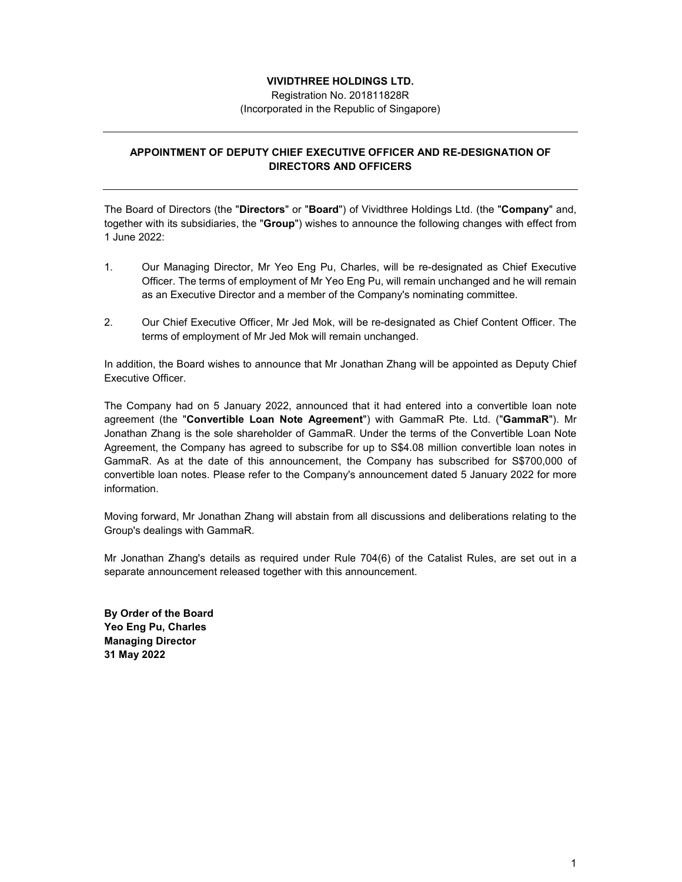**VIVIDTHREE HOLDINGS LTD.**
Registration No. 201811828R
(Incorporated in the Republic of Singapore)

---

## APPOINTMENT OF DEPUTY CHIEF EXECUTIVE OFFICER AND RE-DESIGNATION OF DIRECTORS AND OFFICERS

---

The Board of Directors (the "**Directors**" or "**Board**") of Vividthree Holdings Ltd. (the "**Company**" and, together with its subsidiaries, the "**Group**") wishes to announce the following changes with effect from 1 June 2022:

1. Our Managing Director, Mr Yeo Eng Pu, Charles, will be re-designated as Chief Executive Officer. The terms of employment of Mr Yeo Eng Pu, will remain unchanged and he will remain as an Executive Director and a member of the Company's nominating committee.

2. Our Chief Executive Officer, Mr Jed Mok, will be re-designated as Chief Content Officer. The terms of employment of Mr Jed Mok will remain unchanged.

In addition, the Board wishes to announce that Mr Jonathan Zhang will be appointed as Deputy Chief Executive Officer.

The Company had on 5 January 2022, announced that it had entered into a convertible loan note agreement (the "**Convertible Loan Note Agreement**") with GammaR Pte. Ltd. ("**GammaR**"). Mr Jonathan Zhang is the sole shareholder of GammaR. Under the terms of the Convertible Loan Note Agreement, the Company has agreed to subscribe for up to S$4.08 million convertible loan notes in GammaR. As at the date of this announcement, the Company has subscribed for S$700,000 of convertible loan notes. Please refer to the Company's announcement dated 5 January 2022 for more information.

Moving forward, Mr Jonathan Zhang will abstain from all discussions and deliberations relating to the Group's dealings with GammaR.

Mr Jonathan Zhang's details as required under Rule 704(6) of the Catalist Rules, are set out in a separate announcement released together with this announcement.

**By Order of the Board**
**Yeo Eng Pu, Charles**
**Managing Director**
**31 May 2022**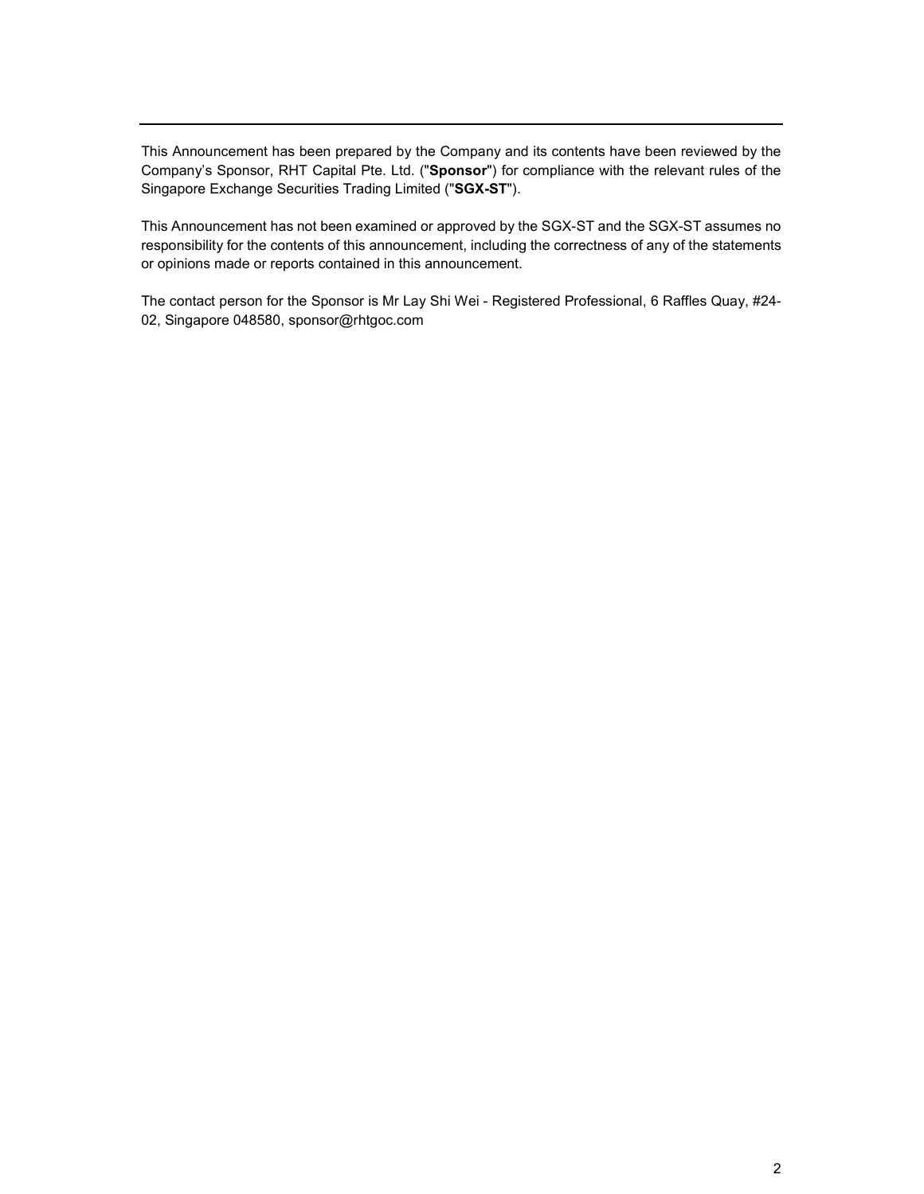---

This Announcement has been prepared by the Company and its contents have been reviewed by the Company's Sponsor, RHT Capital Pte. Ltd. ("**Sponsor**") for compliance with the relevant rules of the Singapore Exchange Securities Trading Limited ("**SGX-ST**").

This Announcement has not been examined or approved by the SGX-ST and the SGX-ST assumes no responsibility for the contents of this announcement, including the correctness of any of the statements or opinions made or reports contained in this announcement.

The contact person for the Sponsor is Mr Lay Shi Wei - Registered Professional, 6 Raffles Quay, #24-02, Singapore 048580, sponsor@rhtgoc.com